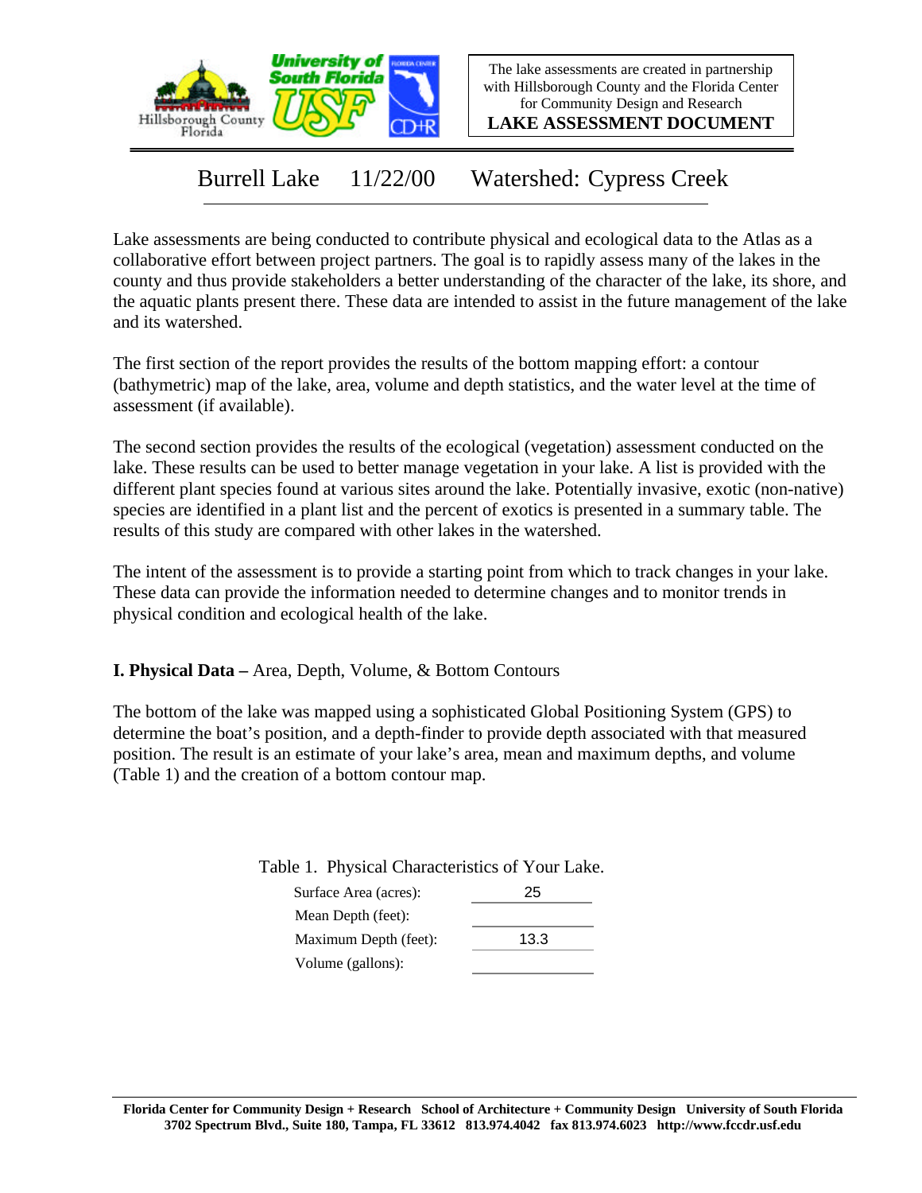The lake assessments are created in partnership with Hillsborough County and the Florida Center for Community Design and Research

**LAKE ASSESSMENT DOCUMENT**

# Burrell Lake 11/22/00 Watershed: Cypress Creek

Lake assessments are being conducted to contribute physical and ecological data to the Atlas as a collaborative effort between project partners. The goal is to rapidly assess many of the lakes in the county and thus provide stakeholders a better understanding of the character of the lake, its shore, and the aquatic plants present there. These data are intended to assist in the future management of the lake and its watershed.

The first section of the report provides the results of the bottom mapping effort: a contour (bathymetric) map of the lake, area, volume and depth statistics, and the water level at the time of assessment (if available).

The second section provides the results of the ecological (vegetation) assessment conducted on the lake. These results can be used to better manage vegetation in your lake. A list is provided with the different plant species found at various sites around the lake. Potentially invasive, exotic (non-native) species are identified in a plant list and the percent of exotics is presented in a summary table. The results of this study are compared with other lakes in the watershed.

The intent of the assessment is to provide a starting point from which to track changes in your lake. These data can provide the information needed to determine changes and to monitor trends in physical condition and ecological health of the lake.

## I. Physical Data – Area, Depth, Volume, & Bottom Contours

The bottom of the lake was mapped using a sophisticated Global Positioning System (GPS) to determine the boat's position, and a depth-finder to provide depth associated with that measured position. The result is an estimate of your lake's area, mean and maximum depths, and volume (Table 1) and the creation of a bottom contour map.

Table 1. Physical Characteristics of Your Lake.

| Characteristic | Value |
|---|---|
| Surface Area (acres): | 25 |
| Mean Depth (feet): | |
| Maximum Depth (feet): | 13.3 |
| Volume (gallons): | |

**Florida Center for Community Design + Research School of Architecture + Community Design University of South Florida**
**3702 Spectrum Blvd., Suite 180, Tampa, FL 33612 813.974.4042 fax 813.974.6023 http://www.fccdr.usf.edu**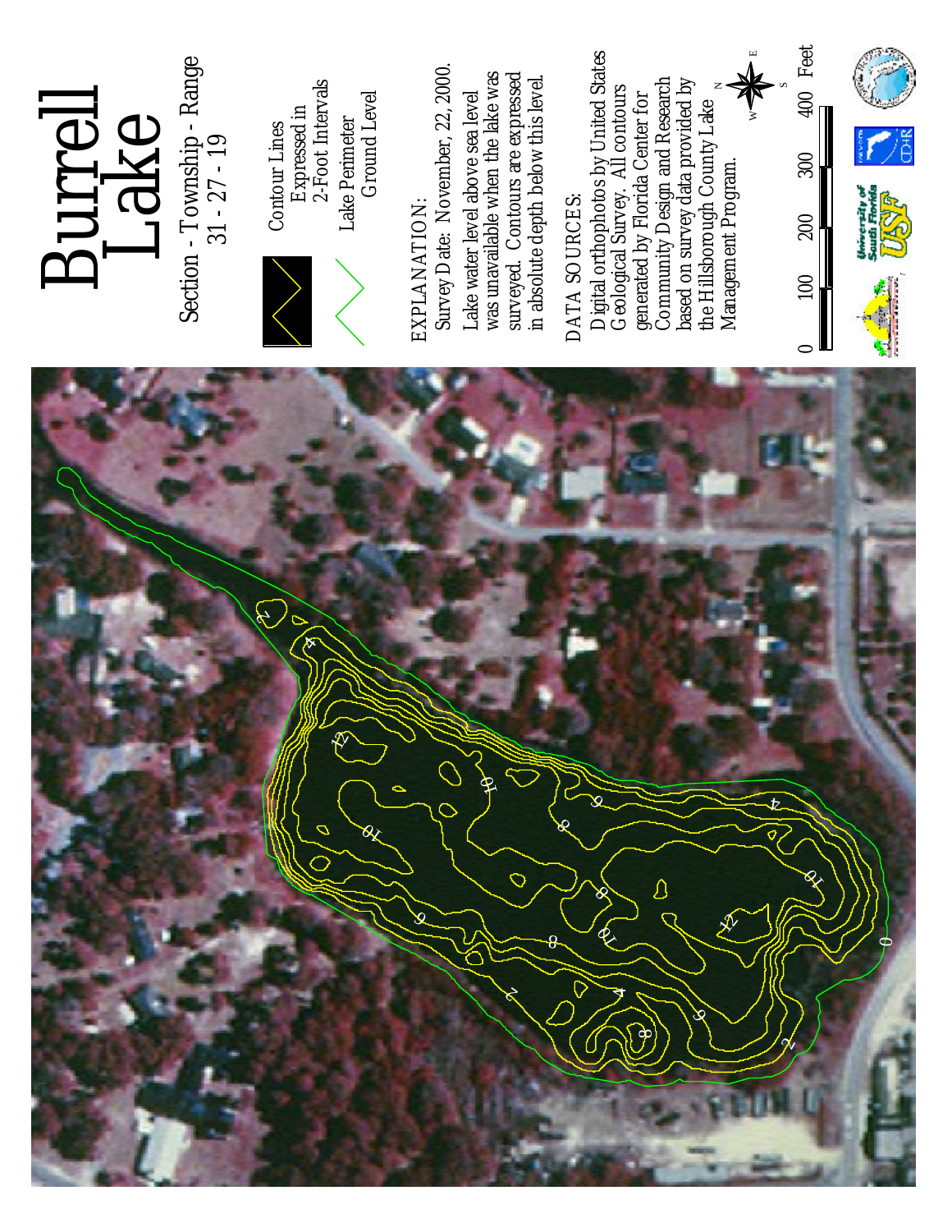# Burrell Lake

Section - Township - Range
31 - 27 - 19

Contour Lines Expressed in 2-Foot Intervals

Lake Perimeter Ground Level

EXPLANATION:
Survey Date: November, 22, 2000.
Lake water level above sea level was unavailable when the lake was surveyed. Contours are expressed in absolute depth below this level.

DATA SOURCES:
Digital orthophotos by United States Geological Survey. All contours generated by Florida Center for Community Design and Research based on survey data provided by the Hillsborough County Lake Management Program.

0 100 200 300 400 Feet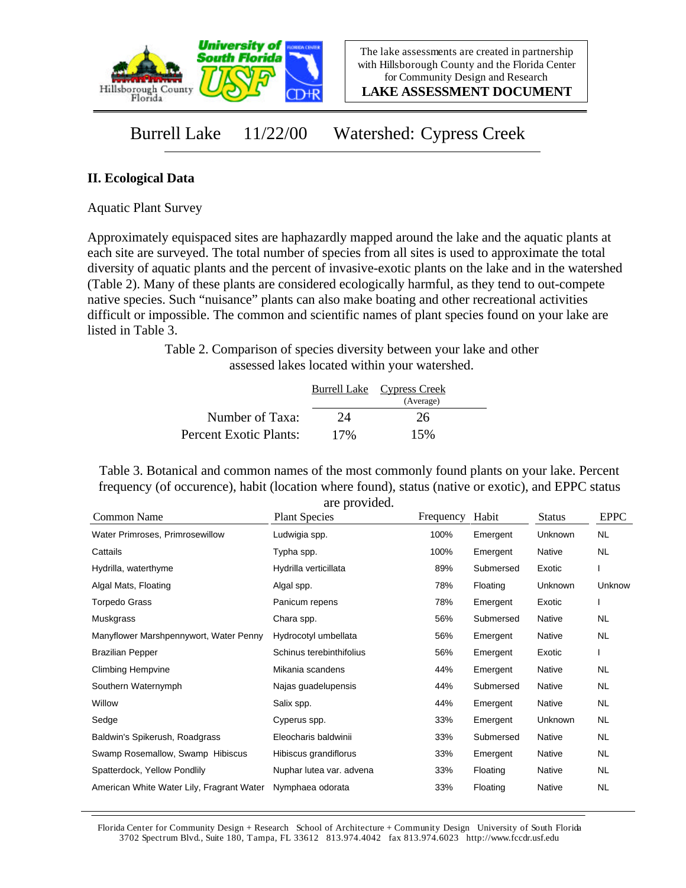The lake assessments are created in partnership with Hillsborough County and the Florida Center for Community Design and Research

**LAKE ASSESSMENT DOCUMENT**

# Burrell Lake 11/22/00 Watershed: Cypress Creek

## II. Ecological Data

Aquatic Plant Survey

Approximately equispaced sites are haphazardly mapped around the lake and the aquatic plants at each site are surveyed. The total number of species from all sites is used to approximate the total diversity of aquatic plants and the percent of invasive-exotic plants on the lake and in the watershed (Table 2). Many of these plants are considered ecologically harmful, as they tend to out-compete native species. Such "nuisance" plants can also make boating and other recreational activities difficult or impossible. The common and scientific names of plant species found on your lake are listed in Table 3.

Table 2. Comparison of species diversity between your lake and other assessed lakes located within your watershed.

| | Burrell Lake | Cypress Creek (Average) |
|---|---|---|
| Number of Taxa: | 24 | 26 |
| Percent Exotic Plants: | 17% | 15% |

Table 3. Botanical and common names of the most commonly found plants on your lake. Percent frequency (of occurence), habit (location where found), status (native or exotic), and EPPC status are provided.

| Common Name | Plant Species | Frequency | Habit | Status | EPPC |
|---|---|---|---|---|---|
| Water Primroses, Primrosewillow | Ludwigia spp. | 100% | Emergent | Unknown | NL |
| Cattails | Typha spp. | 100% | Emergent | Native | NL |
| Hydrilla, waterthyme | Hydrilla verticillata | 89% | Submersed | Exotic | I |
| Algal Mats, Floating | Algal spp. | 78% | Floating | Unknown | Unknow |
| Torpedo Grass | Panicum repens | 78% | Emergent | Exotic | I |
| Muskgrass | Chara spp. | 56% | Submersed | Native | NL |
| Manyflower Marshpennywort, Water Penny | Hydrocotyl umbellata | 56% | Emergent | Native | NL |
| Brazilian Pepper | Schinus terebinthifolius | 56% | Emergent | Exotic | I |
| Climbing Hempvine | Mikania scandens | 44% | Emergent | Native | NL |
| Southern Waternymph | Najas guadelupensis | 44% | Submersed | Native | NL |
| Willow | Salix spp. | 44% | Emergent | Native | NL |
| Sedge | Cyperus spp. | 33% | Emergent | Unknown | NL |
| Baldwin's Spikerush, Roadgrass | Eleocharis baldwinii | 33% | Submersed | Native | NL |
| Swamp Rosemallow, Swamp Hibiscus | Hibiscus grandiflorus | 33% | Emergent | Native | NL |
| Spatterdock, Yellow Pondlily | Nuphar lutea var. advena | 33% | Floating | Native | NL |
| American White Water Lily, Fragrant Water | Nymphaea odorata | 33% | Floating | Native | NL |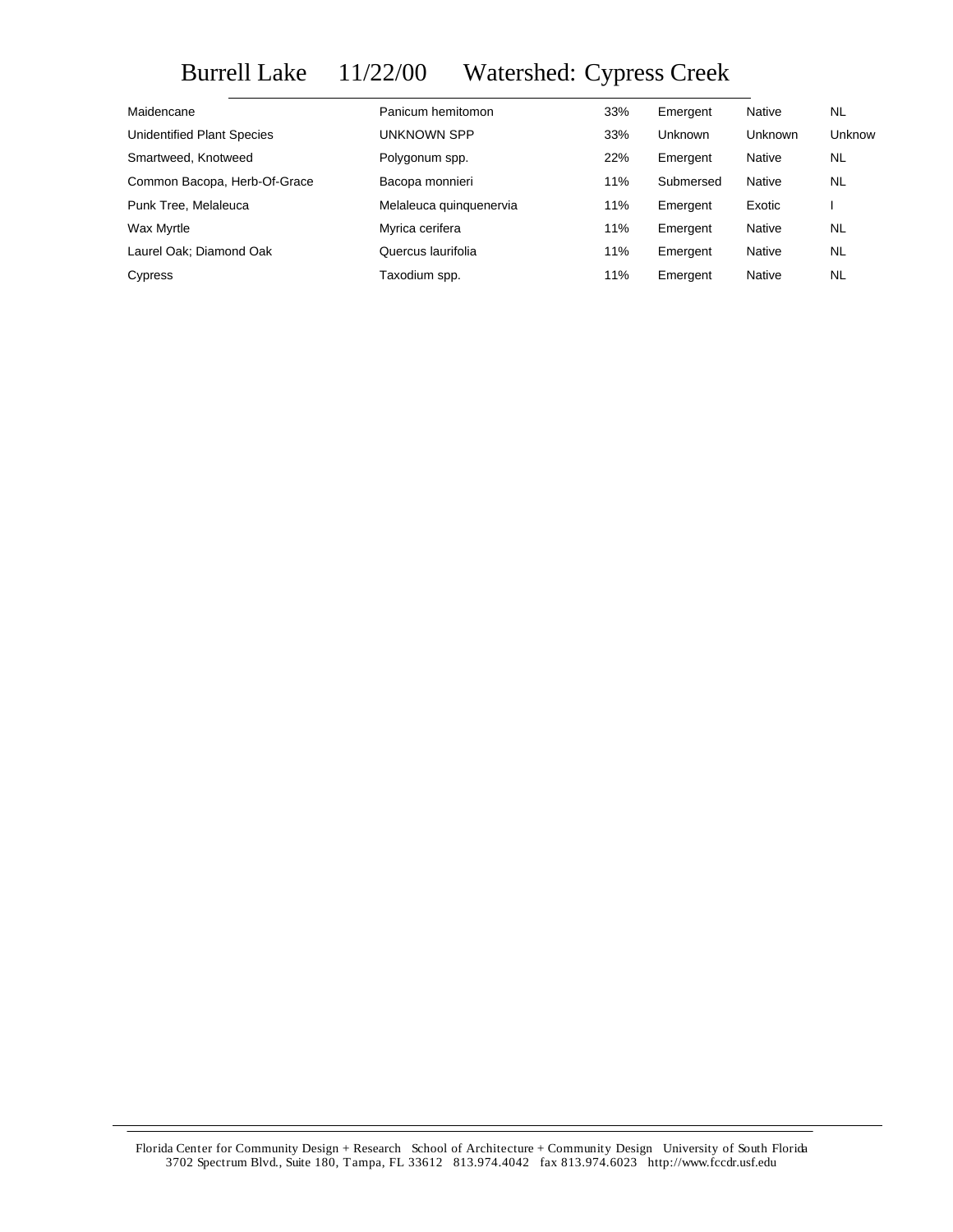# Burrell Lake 11/22/00 Watershed: Cypress Creek

| | | | | | |
|---|---|---|---|---|---|
| Maidencane | Panicum hemitomon | 33% | Emergent | Native | NL |
| Unidentified Plant Species | UNKNOWN SPP | 33% | Unknown | Unknown | Unknow |
| Smartweed, Knotweed | Polygonum spp. | 22% | Emergent | Native | NL |
| Common Bacopa, Herb-Of-Grace | Bacopa monnieri | 11% | Submersed | Native | NL |
| Punk Tree, Melaleuca | Melaleuca quinquenervia | 11% | Emergent | Exotic | I |
| Wax Myrtle | Myrica cerifera | 11% | Emergent | Native | NL |
| Laurel Oak; Diamond Oak | Quercus laurifolia | 11% | Emergent | Native | NL |
| Cypress | Taxodium spp. | 11% | Emergent | Native | NL |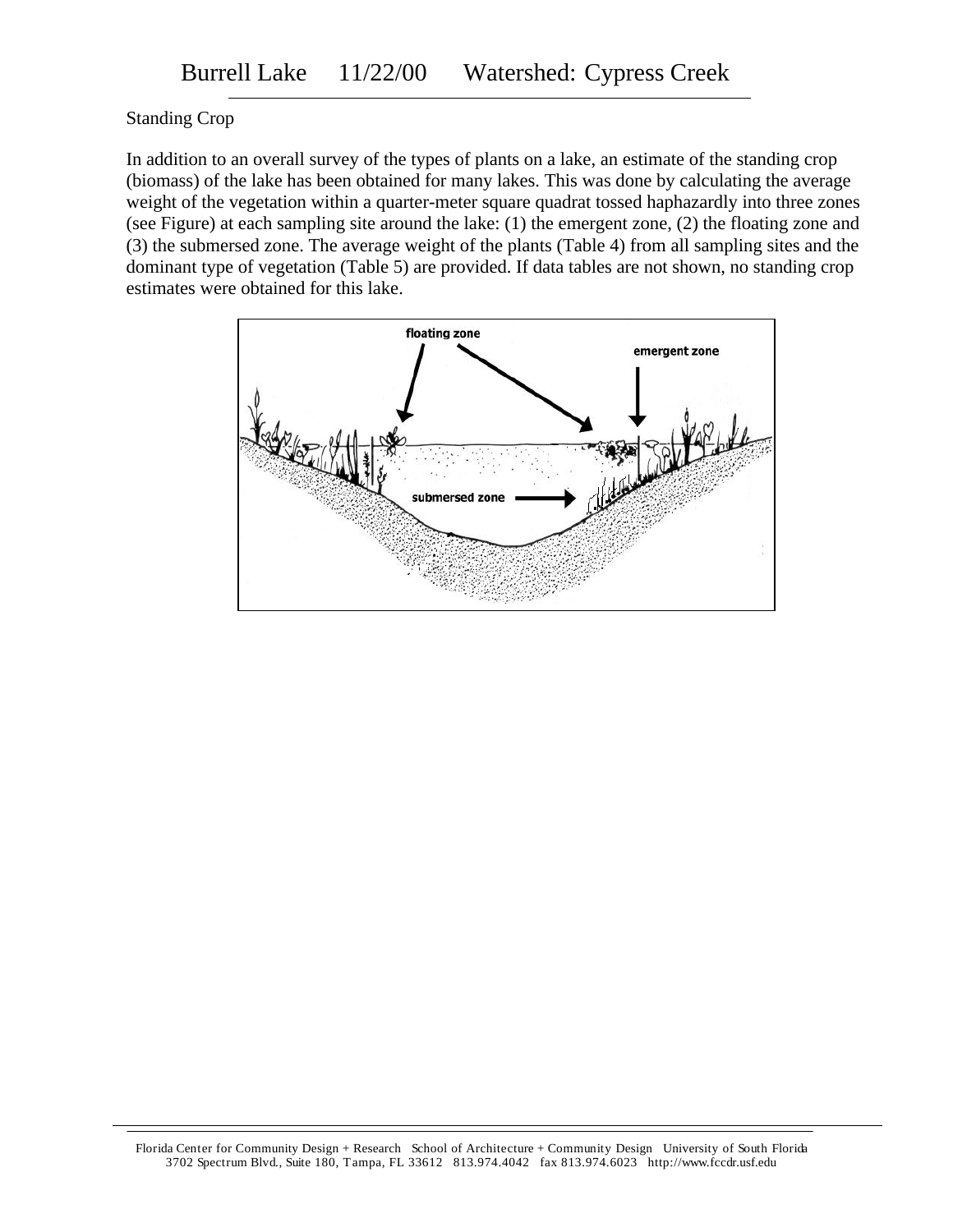Burrell Lake 11/22/00 Watershed: Cypress Creek

Standing Crop

In addition to an overall survey of the types of plants on a lake, an estimate of the standing crop (biomass) of the lake has been obtained for many lakes. This was done by calculating the average weight of the vegetation within a quarter-meter square quadrat tossed haphazardly into three zones (see Figure) at each sampling site around the lake: (1) the emergent zone, (2) the floating zone and (3) the submersed zone. The average weight of the plants (Table 4) from all sampling sites and the dominant type of vegetation (Table 5) are provided. If data tables are not shown, no standing crop estimates were obtained for this lake.

floating zone

emergent zone

submersed zone